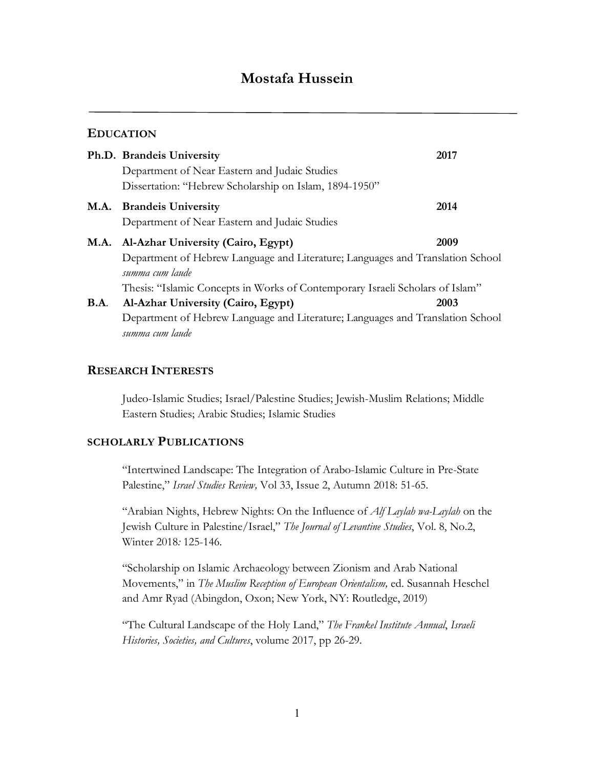# Mostafa Hussein

---

## EDUCATION

**Ph.D. Brandeis University** **2017**
Department of Near Eastern and Judaic Studies
Dissertation: "Hebrew Scholarship on Islam, 1894-1950"

**M.A. Brandeis University** **2014**
Department of Near Eastern and Judaic Studies

**M.A. Al-Azhar University (Cairo, Egypt)** **2009**
Department of Hebrew Language and Literature; Languages and Translation School
*summa cum laude*
Thesis: "Islamic Concepts in Works of Contemporary Israeli Scholars of Islam"

**B.A. Al-Azhar University (Cairo, Egypt)** **2003**
Department of Hebrew Language and Literature; Languages and Translation School
*summa cum laude*

## RESEARCH INTERESTS

Judeo-Islamic Studies; Israel/Palestine Studies; Jewish-Muslim Relations; Middle Eastern Studies; Arabic Studies; Islamic Studies

## SCHOLARLY PUBLICATIONS

"Intertwined Landscape: The Integration of Arabo-Islamic Culture in Pre-State Palestine," *Israel Studies Review,* Vol 33, Issue 2, Autumn 2018: 51-65.

"Arabian Nights, Hebrew Nights: On the Influence of *Alf Laylah wa-Laylah* on the Jewish Culture in Palestine/Israel," *The Journal of Levantine Studies*, Vol. 8, No.2, Winter 2018*:* 125-146.

"Scholarship on Islamic Archaeology between Zionism and Arab National Movements," in *The Muslim Reception of European Orientalism,* ed. Susannah Heschel and Amr Ryad (Abingdon, Oxon; New York, NY: Routledge, 2019)

"The Cultural Landscape of the Holy Land," *The Frankel Institute Annual*, *Israeli Histories, Societies, and Cultures*, volume 2017, pp 26-29.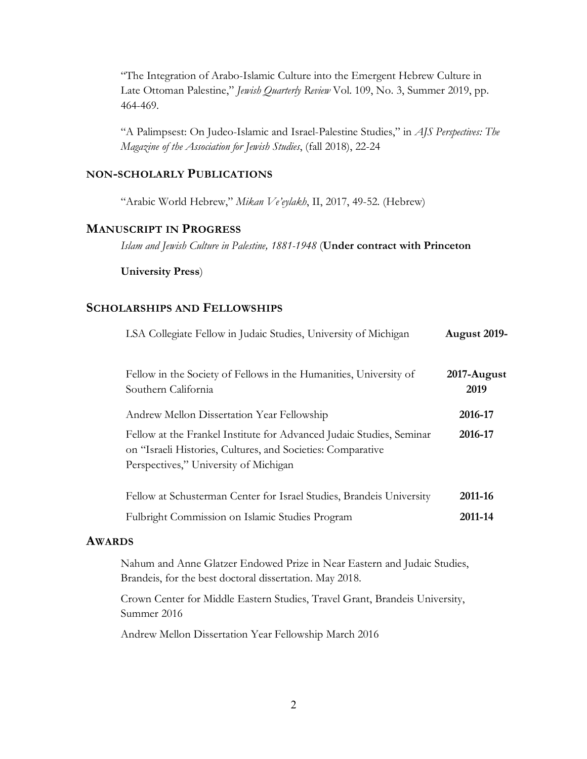"The Integration of Arabo-Islamic Culture into the Emergent Hebrew Culture in Late Ottoman Palestine," *Jewish Quarterly Review* Vol. 109, No. 3, Summer 2019, pp. 464-469.

"A Palimpsest: On Judeo-Islamic and Israel-Palestine Studies," in *AJS Perspectives: The Magazine of the Association for Jewish Studies*, (fall 2018), 22-24

## NON-SCHOLARLY PUBLICATIONS

"Arabic World Hebrew," *Mikan Ve'eylakh*, II, 2017, 49-52. (Hebrew)

## MANUSCRIPT IN PROGRESS

*Islam and Jewish Culture in Palestine, 1881-1948* (**Under contract with Princeton University Press**)

## SCHOLARSHIPS AND FELLOWSHIPS

| | |
|---|---|
| LSA Collegiate Fellow in Judaic Studies, University of Michigan | **August 2019-** |
| Fellow in the Society of Fellows in the Humanities, University of Southern California | **2017-August 2019** |
| Andrew Mellon Dissertation Year Fellowship | **2016-17** |
| Fellow at the Frankel Institute for Advanced Judaic Studies, Seminar on "Israeli Histories, Cultures, and Societies: Comparative Perspectives," University of Michigan | **2016-17** |
| Fellow at Schusterman Center for Israel Studies, Brandeis University | **2011-16** |
| Fulbright Commission on Islamic Studies Program | **2011-14** |

## AWARDS

Nahum and Anne Glatzer Endowed Prize in Near Eastern and Judaic Studies, Brandeis, for the best doctoral dissertation. May 2018.

Crown Center for Middle Eastern Studies, Travel Grant, Brandeis University, Summer 2016

Andrew Mellon Dissertation Year Fellowship March 2016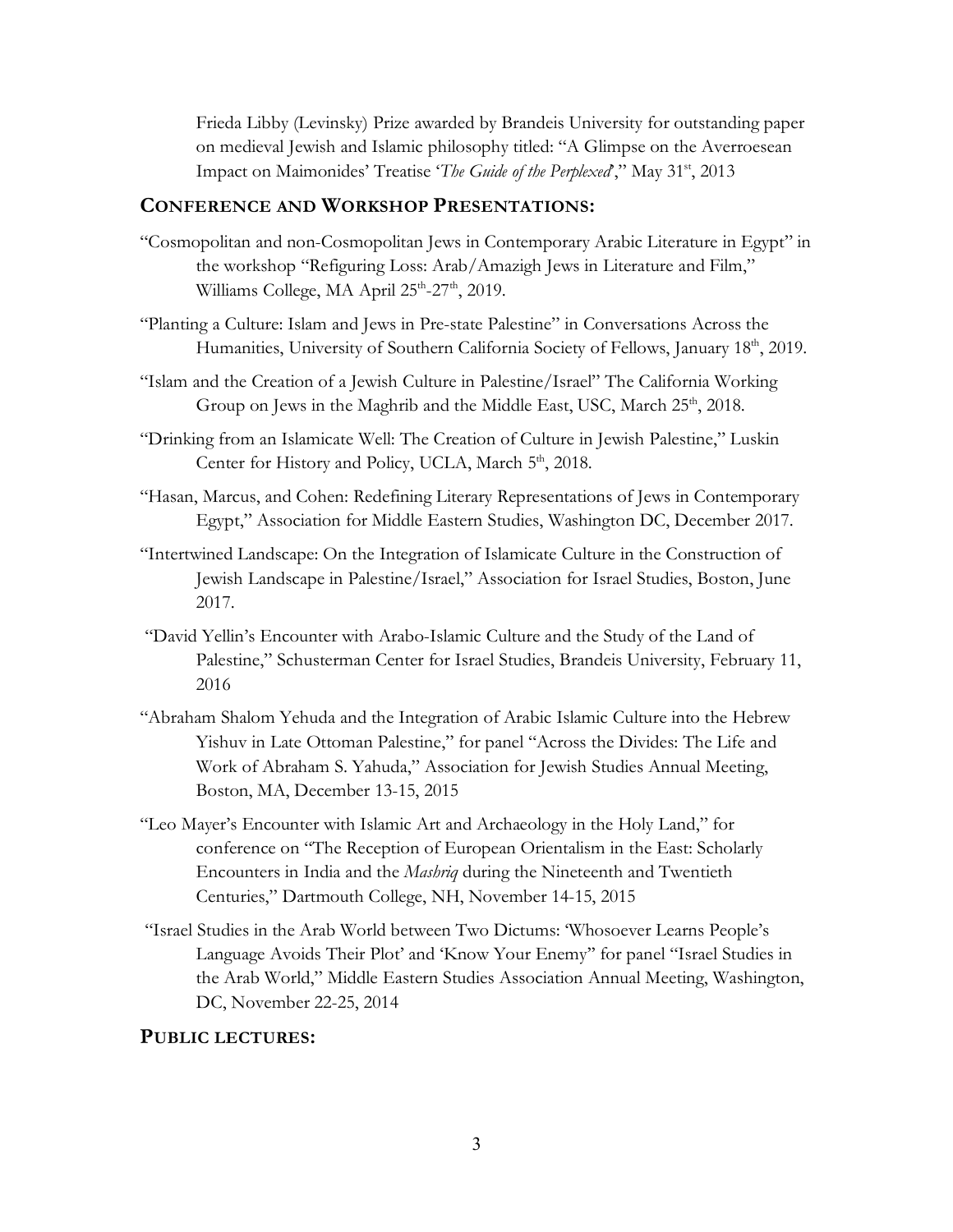Frieda Libby (Levinsky) Prize awarded by Brandeis University for outstanding paper on medieval Jewish and Islamic philosophy titled: "A Glimpse on the Averroesean Impact on Maimonides' Treatise '*The Guide of the Perplexed*'," May 31st, 2013

## CONFERENCE AND WORKSHOP PRESENTATIONS:

"Cosmopolitan and non-Cosmopolitan Jews in Contemporary Arabic Literature in Egypt" in the workshop "Refiguring Loss: Arab/Amazigh Jews in Literature and Film," Williams College, MA April 25th-27th, 2019.

"Planting a Culture: Islam and Jews in Pre-state Palestine" in Conversations Across the Humanities, University of Southern California Society of Fellows, January 18th, 2019.

"Islam and the Creation of a Jewish Culture in Palestine/Israel" The California Working Group on Jews in the Maghrib and the Middle East, USC, March 25th, 2018.

"Drinking from an Islamicate Well: The Creation of Culture in Jewish Palestine," Luskin Center for History and Policy, UCLA, March 5th, 2018.

"Hasan, Marcus, and Cohen: Redefining Literary Representations of Jews in Contemporary Egypt," Association for Middle Eastern Studies, Washington DC, December 2017.

"Intertwined Landscape: On the Integration of Islamicate Culture in the Construction of Jewish Landscape in Palestine/Israel," Association for Israel Studies, Boston, June 2017.

"David Yellin's Encounter with Arabo-Islamic Culture and the Study of the Land of Palestine," Schusterman Center for Israel Studies, Brandeis University, February 11, 2016

"Abraham Shalom Yehuda and the Integration of Arabic Islamic Culture into the Hebrew Yishuv in Late Ottoman Palestine," for panel "Across the Divides: The Life and Work of Abraham S. Yahuda," Association for Jewish Studies Annual Meeting, Boston, MA, December 13-15, 2015

"Leo Mayer's Encounter with Islamic Art and Archaeology in the Holy Land," for conference on "The Reception of European Orientalism in the East: Scholarly Encounters in India and the *Mashriq* during the Nineteenth and Twentieth Centuries," Dartmouth College, NH, November 14-15, 2015

"Israel Studies in the Arab World between Two Dictums: 'Whosoever Learns People's Language Avoids Their Plot' and 'Know Your Enemy" for panel "Israel Studies in the Arab World," Middle Eastern Studies Association Annual Meeting, Washington, DC, November 22-25, 2014

## PUBLIC LECTURES: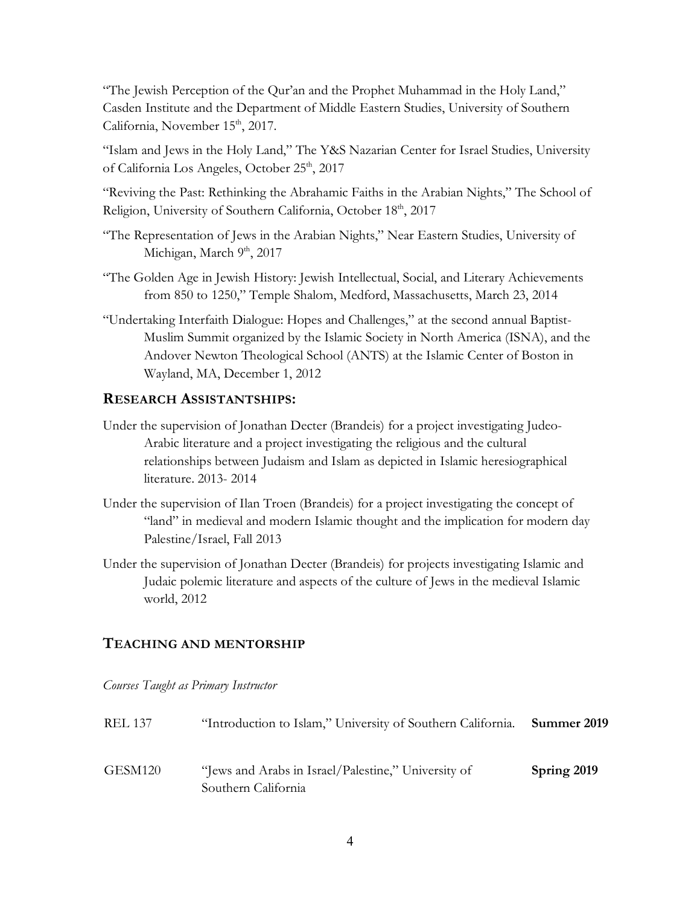"The Jewish Perception of the Qur'an and the Prophet Muhammad in the Holy Land," Casden Institute and the Department of Middle Eastern Studies, University of Southern California, November 15th, 2017.

"Islam and Jews in the Holy Land," The Y&S Nazarian Center for Israel Studies, University of California Los Angeles, October 25th, 2017

"Reviving the Past: Rethinking the Abrahamic Faiths in the Arabian Nights," The School of Religion, University of Southern California, October 18th, 2017

"The Representation of Jews in the Arabian Nights," Near Eastern Studies, University of Michigan, March 9th, 2017

"The Golden Age in Jewish History: Jewish Intellectual, Social, and Literary Achievements from 850 to 1250," Temple Shalom, Medford, Massachusetts, March 23, 2014

"Undertaking Interfaith Dialogue: Hopes and Challenges," at the second annual Baptist-Muslim Summit organized by the Islamic Society in North America (ISNA), and the Andover Newton Theological School (ANTS) at the Islamic Center of Boston in Wayland, MA, December 1, 2012

## RESEARCH ASSISTANTSHIPS:

Under the supervision of Jonathan Decter (Brandeis) for a project investigating Judeo-Arabic literature and a project investigating the religious and the cultural relationships between Judaism and Islam as depicted in Islamic heresiographical literature. 2013- 2014

Under the supervision of Ilan Troen (Brandeis) for a project investigating the concept of "land" in medieval and modern Islamic thought and the implication for modern day Palestine/Israel, Fall 2013

Under the supervision of Jonathan Decter (Brandeis) for projects investigating Islamic and Judaic polemic literature and aspects of the culture of Jews in the medieval Islamic world, 2012

## TEACHING AND MENTORSHIP

*Courses Taught as Primary Instructor*

| | | |
|---|---|---|
| REL 137 | "Introduction to Islam," University of Southern California. | **Summer 2019** |
| GESM120 | "Jews and Arabs in Israel/Palestine," University of Southern California | **Spring 2019** |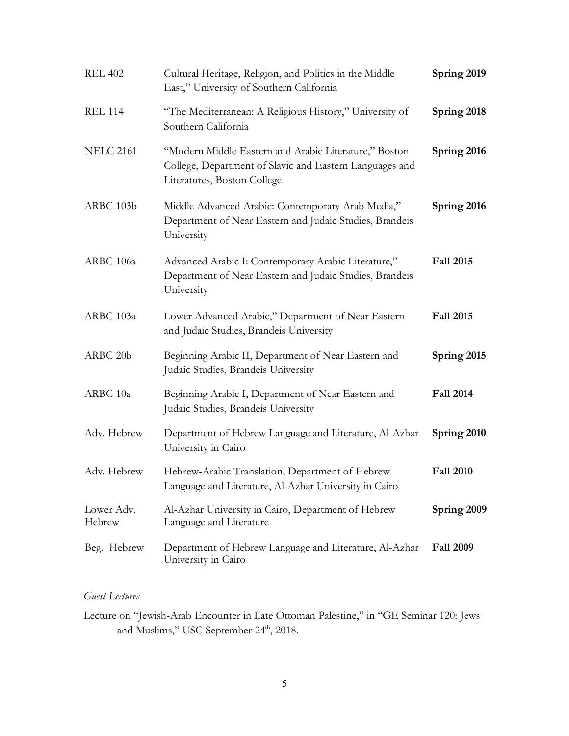| | | |
|---|---|---|
| REL 402 | Cultural Heritage, Religion, and Politics in the Middle East," University of Southern California | **Spring 2019** |
| REL 114 | "The Mediterranean: A Religious History," University of Southern California | **Spring 2018** |
| NELC 2161 | "Modern Middle Eastern and Arabic Literature," Boston College, Department of Slavic and Eastern Languages and Literatures, Boston College | **Spring 2016** |
| ARBC 103b | Middle Advanced Arabic: Contemporary Arab Media," Department of Near Eastern and Judaic Studies, Brandeis University | **Spring 2016** |
| ARBC 106a | Advanced Arabic I: Contemporary Arabic Literature," Department of Near Eastern and Judaic Studies, Brandeis University | **Fall 2015** |
| ARBC 103a | Lower Advanced Arabic," Department of Near Eastern and Judaic Studies, Brandeis University | **Fall 2015** |
| ARBC 20b | Beginning Arabic II, Department of Near Eastern and Judaic Studies, Brandeis University | **Spring 2015** |
| ARBC 10a | Beginning Arabic I, Department of Near Eastern and Judaic Studies, Brandeis University | **Fall 2014** |
| Adv. Hebrew | Department of Hebrew Language and Literature, Al-Azhar University in Cairo | **Spring 2010** |
| Adv. Hebrew | Hebrew-Arabic Translation, Department of Hebrew Language and Literature, Al-Azhar University in Cairo | **Fall 2010** |
| Lower Adv. Hebrew | Al-Azhar University in Cairo, Department of Hebrew Language and Literature | **Spring 2009** |
| Beg. Hebrew | Department of Hebrew Language and Literature, Al-Azhar University in Cairo | **Fall 2009** |

*Guest Lectures*

Lecture on "Jewish-Arab Encounter in Late Ottoman Palestine," in "GE Seminar 120: Jews and Muslims," USC September 24th, 2018.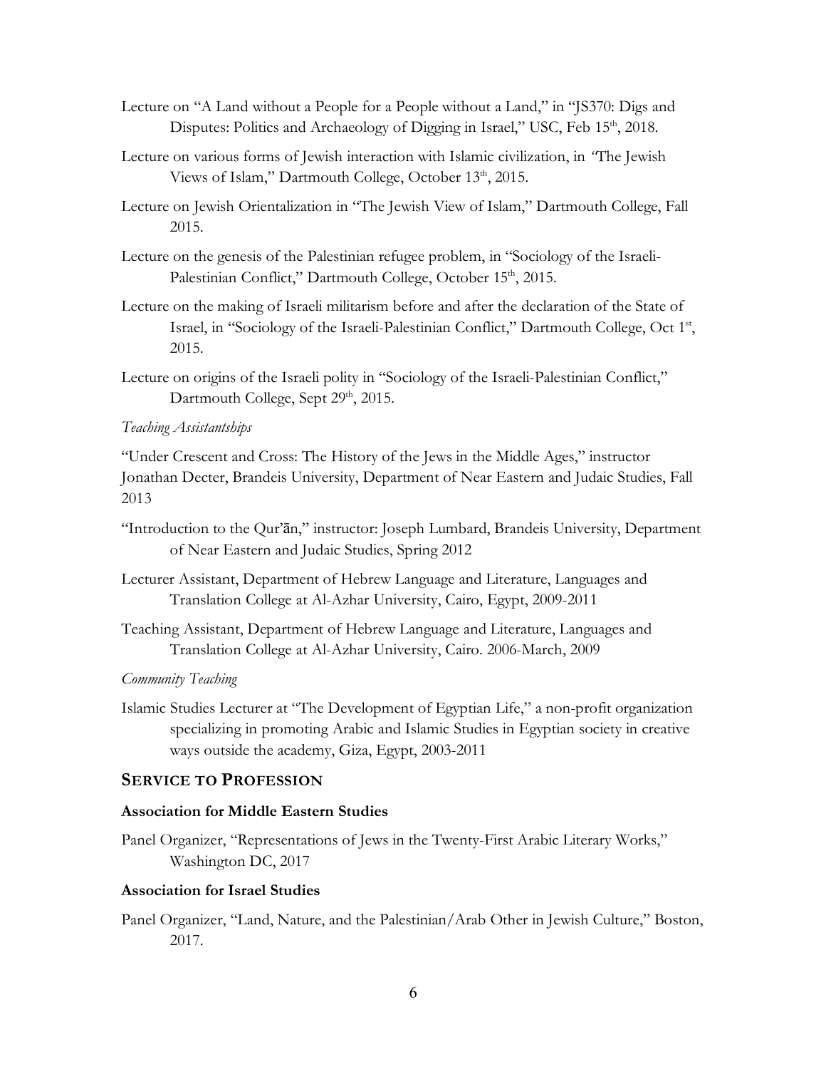Lecture on "A Land without a People for a People without a Land," in "JS370: Digs and Disputes: Politics and Archaeology of Digging in Israel," USC, Feb 15th, 2018.

Lecture on various forms of Jewish interaction with Islamic civilization, in "The Jewish Views of Islam," Dartmouth College, October 13th, 2015.

Lecture on Jewish Orientalization in "The Jewish View of Islam," Dartmouth College, Fall 2015.

Lecture on the genesis of the Palestinian refugee problem, in "Sociology of the Israeli-Palestinian Conflict," Dartmouth College, October 15th, 2015.

Lecture on the making of Israeli militarism before and after the declaration of the State of Israel, in "Sociology of the Israeli-Palestinian Conflict," Dartmouth College, Oct 1st, 2015.

Lecture on origins of the Israeli polity in "Sociology of the Israeli-Palestinian Conflict," Dartmouth College, Sept 29th, 2015.

*Teaching Assistantships*

"Under Crescent and Cross: The History of the Jews in the Middle Ages," instructor Jonathan Decter, Brandeis University, Department of Near Eastern and Judaic Studies, Fall 2013

"Introduction to the Qur'ān," instructor: Joseph Lumbard, Brandeis University, Department of Near Eastern and Judaic Studies, Spring 2012

Lecturer Assistant, Department of Hebrew Language and Literature, Languages and Translation College at Al-Azhar University, Cairo, Egypt, 2009-2011

Teaching Assistant, Department of Hebrew Language and Literature, Languages and Translation College at Al-Azhar University, Cairo. 2006-March, 2009

*Community Teaching*

Islamic Studies Lecturer at "The Development of Egyptian Life," a non-profit organization specializing in promoting Arabic and Islamic Studies in Egyptian society in creative ways outside the academy, Giza, Egypt, 2003-2011

## SERVICE TO PROFESSION

### Association for Middle Eastern Studies

Panel Organizer, "Representations of Jews in the Twenty-First Arabic Literary Works," Washington DC, 2017

### Association for Israel Studies

Panel Organizer, "Land, Nature, and the Palestinian/Arab Other in Jewish Culture," Boston, 2017.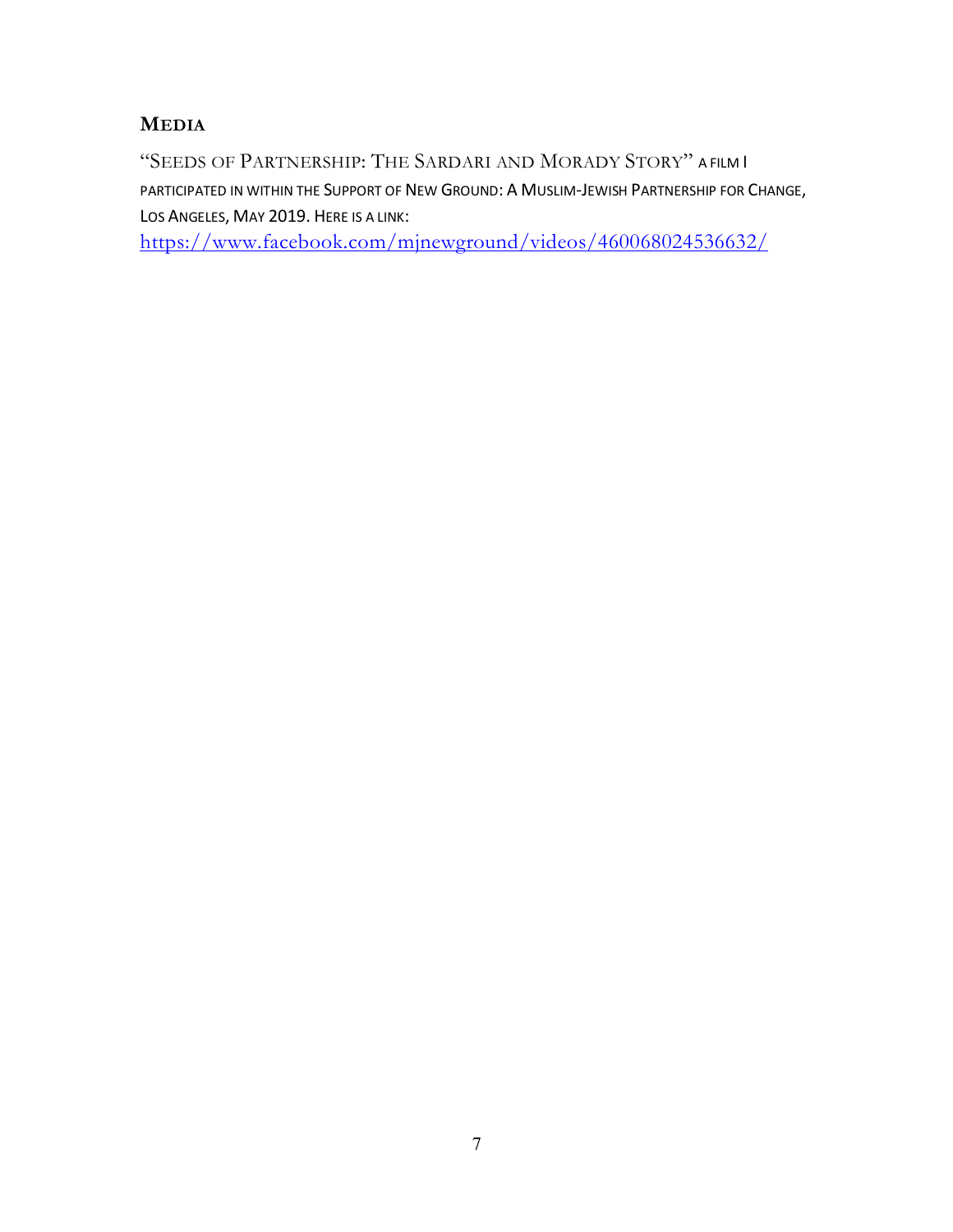## MEDIA

"SEEDS OF PARTNERSHIP: THE SARDARI AND MORADY STORY" A FILM I PARTICIPATED IN WITHIN THE SUPPORT OF NEW GROUND: A MUSLIM-JEWISH PARTNERSHIP FOR CHANGE, LOS ANGELES, MAY 2019. HERE IS A LINK: https://www.facebook.com/mjnewground/videos/460068024536632/